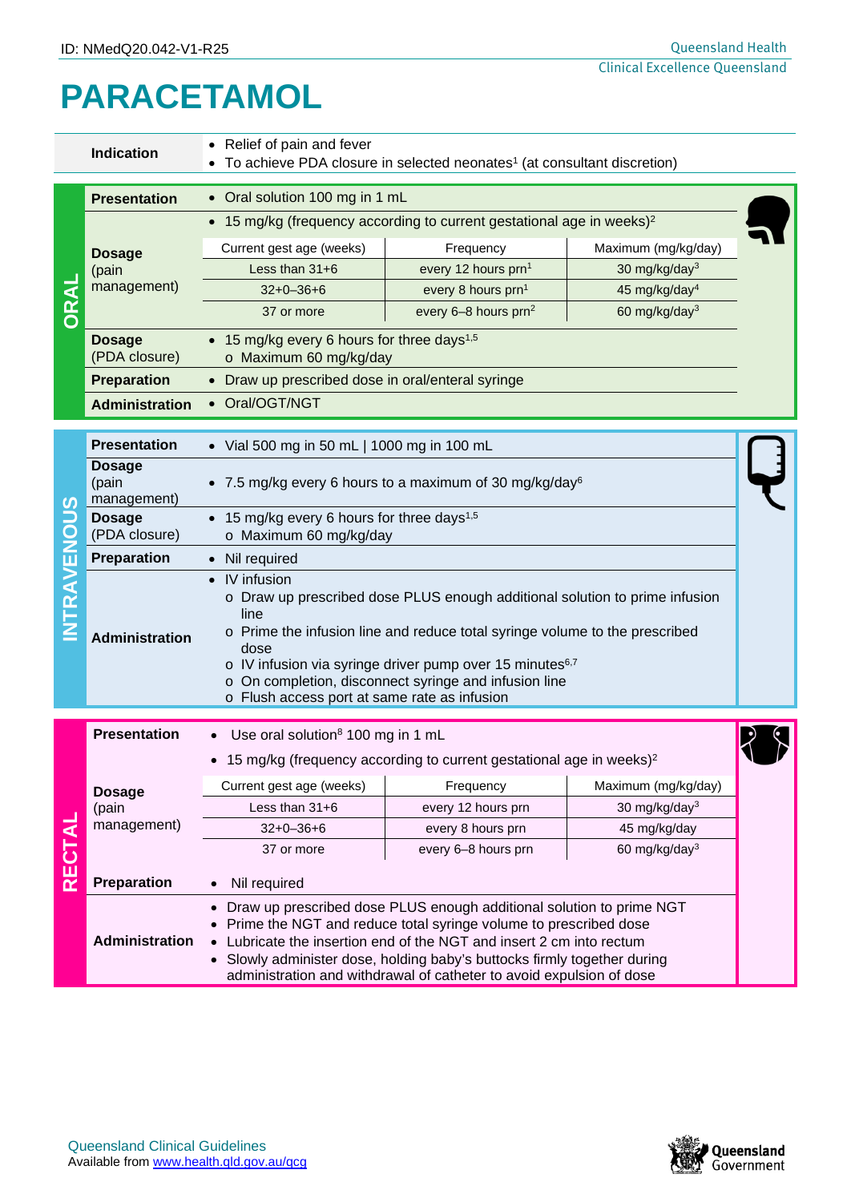ID: NMedQ20.042-V1-R25

# PARACETAMOL

| | |
|---|---|
| **Indication** | • Relief of pain and fever<br>• To achieve PDA closure in selected neonates[1] (at consultant discretion) |

## ORAL

| | |
|---|---|
| **Presentation** | • Oral solution 100 mg in 1 mL |
| **Dosage** (pain management) | • 15 mg/kg (frequency according to current gestational age in weeks)[2] |

| Current gest age (weeks) | Frequency | Maximum (mg/kg/day) |
|---|---|---|
| Less than 31+6 | every 12 hours prn[1] | 30 mg/kg/day[3] |
| 32+0–36+6 | every 8 hours prn[1] | 45 mg/kg/day[4] |
| 37 or more | every 6–8 hours prn[2] | 60 mg/kg/day[3] |

| | |
|---|---|
| **Dosage** (PDA closure) | • 15 mg/kg every 6 hours for three days[1,5]<br>o Maximum 60 mg/kg/day |
| **Preparation** | • Draw up prescribed dose in oral/enteral syringe |
| **Administration** | • Oral/OGT/NGT |

## INTRAVENOUS

| | |
|---|---|
| **Presentation** | • Vial 500 mg in 50 mL \| 1000 mg in 100 mL |
| **Dosage** (pain management) | • 7.5 mg/kg every 6 hours to a maximum of 30 mg/kg/day[6] |
| **Dosage** (PDA closure) | • 15 mg/kg every 6 hours for three days[1,5]<br>o Maximum 60 mg/kg/day |
| **Preparation** | • Nil required |
| **Administration** | • IV infusion<br>o Draw up prescribed dose PLUS enough additional solution to prime infusion line<br>o Prime the infusion line and reduce total syringe volume to the prescribed dose<br>o IV infusion via syringe driver pump over 15 minutes[6,7]<br>o On completion, disconnect syringe and infusion line<br>o Flush access port at same rate as infusion |

## RECTAL

| | |
|---|---|
| **Presentation** | • Use oral solution[8] 100 mg in 1 mL |
| **Dosage** (pain management) | • 15 mg/kg (frequency according to current gestational age in weeks)[2] |

| Current gest age (weeks) | Frequency | Maximum (mg/kg/day) |
|---|---|---|
| Less than 31+6 | every 12 hours prn | 30 mg/kg/day[3] |
| 32+0–36+6 | every 8 hours prn | 45 mg/kg/day |
| 37 or more | every 6–8 hours prn | 60 mg/kg/day[3] |

| | |
|---|---|
| **Preparation** | • Nil required |
| **Administration** | • Draw up prescribed dose PLUS enough additional solution to prime NGT<br>• Prime the NGT and reduce total syringe volume to prescribed dose<br>• Lubricate the insertion end of the NGT and insert 2 cm into rectum<br>• Slowly administer dose, holding baby's buttocks firmly together during administration and withdrawal of catheter to avoid expulsion of dose |

Queensland Clinical Guidelines
Available from www.health.qld.gov.au/qcg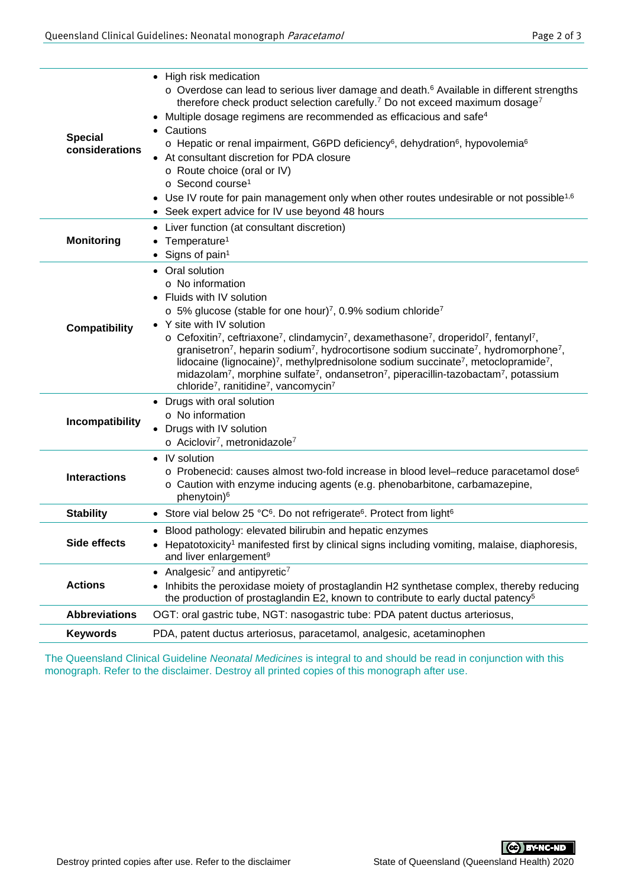| | |
|---|---|
| **Special considerations** | • High risk medication<br>  o Overdose can lead to serious liver damage and death.[6] Available in different strengths therefore check product selection carefully.[7] Do not exceed maximum dosage[7]<br>• Multiple dosage regimens are recommended as efficacious and safe[4]<br>• Cautions<br>  o Hepatic or renal impairment, G6PD deficiency[6], dehydration[6], hypovolemia[6]<br>• At consultant discretion for PDA closure<br>  o Route choice (oral or IV)<br>  o Second course[1]<br>• Use IV route for pain management only when other routes undesirable or not possible[1,6]<br>• Seek expert advice for IV use beyond 48 hours |
| **Monitoring** | • Liver function (at consultant discretion)<br>• Temperature[1]<br>• Signs of pain[1] |
| **Compatibility** | • Oral solution<br>  o No information<br>• Fluids with IV solution<br>  o 5% glucose (stable for one hour)[7], 0.9% sodium chloride[7]<br>• Y site with IV solution<br>  o Cefoxitin[7], ceftriaxone[7], clindamycin[7], dexamethasone[7], droperidol[7], fentanyl[7], granisetron[7], heparin sodium[7], hydrocortisone sodium succinate[7], hydromorphone[7], lidocaine (lignocaine)[7], methylprednisolone sodium succinate[7], metoclopramide[7], midazolam[7], morphine sulfate[7], ondansetron[7], piperacillin-tazobactam[7], potassium chloride[7], ranitidine[7], vancomycin[7] |
| **Incompatibility** | • Drugs with oral solution<br>  o No information<br>• Drugs with IV solution<br>  o Aciclovir[7], metronidazole[7] |
| **Interactions** | • IV solution<br>  o Probenecid: causes almost two-fold increase in blood level–reduce paracetamol dose[6]<br>  o Caution with enzyme inducing agents (e.g. phenobarbitone, carbamazepine, phenytoin)[6] |
| **Stability** | • Store vial below 25 °C[6]. Do not refrigerate[6]. Protect from light[6] |
| **Side effects** | • Blood pathology: elevated bilirubin and hepatic enzymes<br>• Hepatotoxicity[1] manifested first by clinical signs including vomiting, malaise, diaphoresis, and liver enlargement[9] |
| **Actions** | • Analgesic[7] and antipyretic[7]<br>• Inhibits the peroxidase moiety of prostaglandin H2 synthetase complex, thereby reducing the production of prostaglandin E2, known to contribute to early ductal patency[5] |
| **Abbreviations** | OGT: oral gastric tube, NGT: nasogastric tube: PDA patent ductus arteriosus, |
| **Keywords** | PDA, patent ductus arteriosus, paracetamol, analgesic, acetaminophen |

The Queensland Clinical Guideline *Neonatal Medicines* is integral to and should be read in conjunction with this monograph. Refer to the disclaimer. Destroy all printed copies of this monograph after use.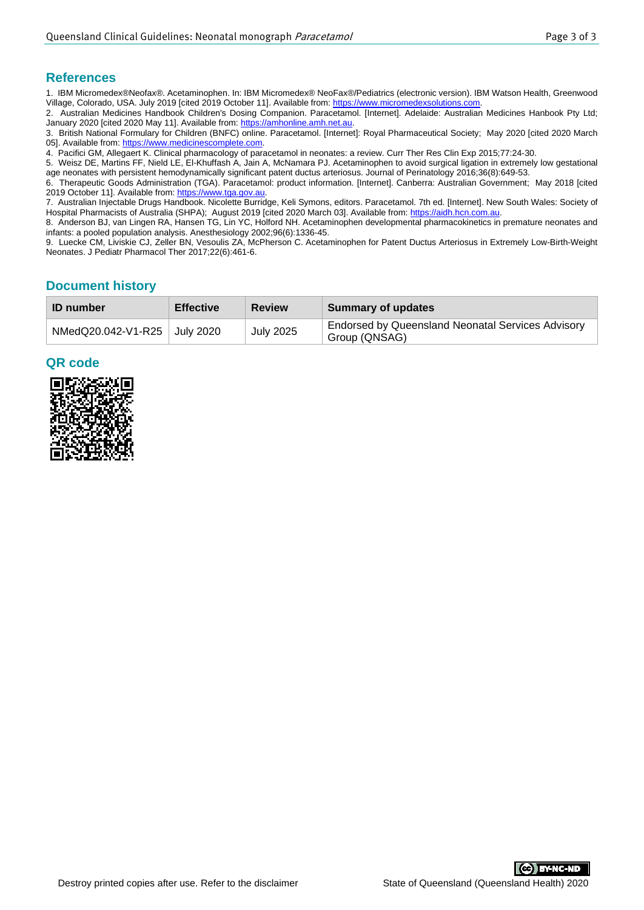## References

1. IBM Micromedex®Neofax®. Acetaminophen. In: IBM Micromedex® NeoFax®/Pediatrics (electronic version). IBM Watson Health, Greenwood Village, Colorado, USA. July 2019 [cited 2019 October 11]. Available from: https://www.micromedexsolutions.com.
2. Australian Medicines Handbook Children's Dosing Companion. Paracetamol. [Internet]. Adelaide: Australian Medicines Hanbook Pty Ltd; January 2020 [cited 2020 May 11]. Available from: https://amhonline.amh.net.au.
3. British National Formulary for Children (BNFC) online. Paracetamol. [Internet]: Royal Pharmaceutical Society; May 2020 [cited 2020 March 05]. Available from: https://www.medicinescomplete.com.
4. Pacifici GM, Allegaert K. Clinical pharmacology of paracetamol in neonates: a review. Curr Ther Res Clin Exp 2015;77:24-30.
5. Weisz DE, Martins FF, Nield LE, El-Khuffash A, Jain A, McNamara PJ. Acetaminophen to avoid surgical ligation in extremely low gestational age neonates with persistent hemodynamically significant patent ductus arteriosus. Journal of Perinatology 2016;36(8):649-53.
6. Therapeutic Goods Administration (TGA). Paracetamol: product information. [Internet]. Canberra: Australian Government; May 2018 [cited 2019 October 11]. Available from: https://www.tga.gov.au.
7. Australian Injectable Drugs Handbook. Nicolette Burridge, Keli Symons, editors. Paracetamol. 7th ed. [Internet]. New South Wales: Society of Hospital Pharmacists of Australia (SHPA); August 2019 [cited 2020 March 03]. Available from: https://aidh.hcn.com.au.
8. Anderson BJ, van Lingen RA, Hansen TG, Lin YC, Holford NH. Acetaminophen developmental pharmacokinetics in premature neonates and infants: a pooled population analysis. Anesthesiology 2002;96(6):1336-45.
9. Luecke CM, Liviskie CJ, Zeller BN, Vesoulis ZA, McPherson C. Acetaminophen for Patent Ductus Arteriosus in Extremely Low-Birth-Weight Neonates. J Pediatr Pharmacol Ther 2017;22(6):461-6.

## Document history

| ID number | Effective | Review | Summary of updates |
|---|---|---|---|
| NMedQ20.042-V1-R25 | July 2020 | July 2025 | Endorsed by Queensland Neonatal Services Advisory Group (QNSAG) |

## QR code

Destroy printed copies after use. Refer to the disclaimer

State of Queensland (Queensland Health) 2020